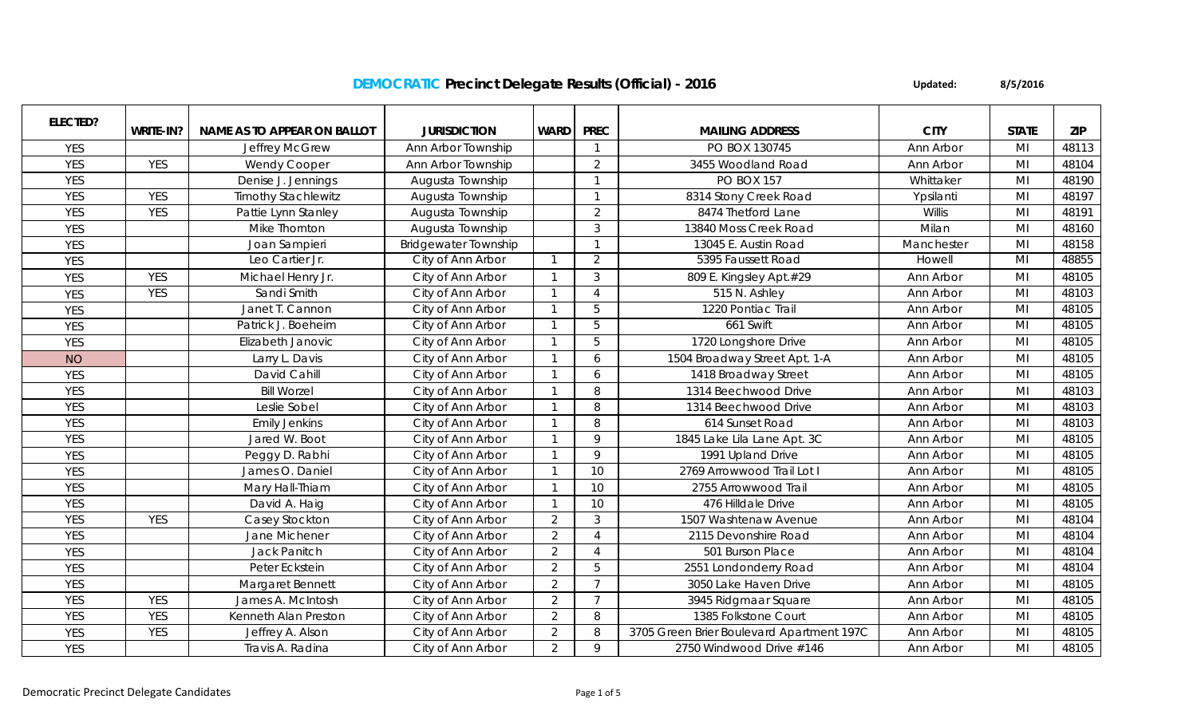# DEMOCRATIC Precinct Delegate Results (Official) - 2016

Updated: 8/5/2016

| ELECTED? | WRITE-IN? | NAME AS TO APPEAR ON BALLOT | JURISDICTION | WARD | PREC | MAILING ADDRESS | CITY | STATE | ZIP |
|---|---|---|---|---|---|---|---|---|---|
| YES | | Jeffrey McGrew | Ann Arbor Township | | 1 | PO BOX 130745 | Ann Arbor | MI | 48113 |
| YES | YES | Wendy Cooper | Ann Arbor Township | | 2 | 3455 Woodland Road | Ann Arbor | MI | 48104 |
| YES | | Denise J. Jennings | Augusta Township | | 1 | PO BOX 157 | Whittaker | MI | 48190 |
| YES | YES | Timothy Stachlewitz | Augusta Township | | 1 | 8314 Stony Creek Road | Ypsilanti | MI | 48197 |
| YES | YES | Pattie Lynn Stanley | Augusta Township | | 2 | 8474 Thetford Lane | Willis | MI | 48191 |
| YES | | Mike Thornton | Augusta Township | | 3 | 13840 Moss Creek Road | Milan | MI | 48160 |
| YES | | Joan Sampieri | Bridgewater Township | | 1 | 13045 E. Austin Road | Manchester | MI | 48158 |
| YES | | Leo Cartier Jr. | City of Ann Arbor | 1 | 2 | 5395 Faussett Road | Howell | MI | 48855 |
| YES | YES | Michael Henry Jr. | City of Ann Arbor | 1 | 3 | 809 E. Kingsley Apt.#29 | Ann Arbor | MI | 48105 |
| YES | YES | Sandi Smith | City of Ann Arbor | 1 | 4 | 515 N. Ashley | Ann Arbor | MI | 48103 |
| YES | | Janet T. Cannon | City of Ann Arbor | 1 | 5 | 1220 Pontiac Trail | Ann Arbor | MI | 48105 |
| YES | | Patrick J. Boeheim | City of Ann Arbor | 1 | 5 | 661 Swift | Ann Arbor | MI | 48105 |
| YES | | Elizabeth Janovic | City of Ann Arbor | 1 | 5 | 1720 Longshore Drive | Ann Arbor | MI | 48105 |
| NO | | Larry L. Davis | City of Ann Arbor | 1 | 6 | 1504 Broadway Street Apt. 1-A | Ann Arbor | MI | 48105 |
| YES | | David Cahill | City of Ann Arbor | 1 | 6 | 1418 Broadway Street | Ann Arbor | MI | 48105 |
| YES | | Bill Worzel | City of Ann Arbor | 1 | 8 | 1314 Beechwood Drive | Ann Arbor | MI | 48103 |
| YES | | Leslie Sobel | City of Ann Arbor | 1 | 8 | 1314 Beechwood Drive | Ann Arbor | MI | 48103 |
| YES | | Emily Jenkins | City of Ann Arbor | 1 | 8 | 614 Sunset Road | Ann Arbor | MI | 48103 |
| YES | | Jared W. Boot | City of Ann Arbor | 1 | 9 | 1845 Lake Lila Lane Apt. 3C | Ann Arbor | MI | 48105 |
| YES | | Peggy D. Rabhi | City of Ann Arbor | 1 | 9 | 1991 Upland Drive | Ann Arbor | MI | 48105 |
| YES | | James O. Daniel | City of Ann Arbor | 1 | 10 | 2769 Arrowwood Trail Lot I | Ann Arbor | MI | 48105 |
| YES | | Mary Hall-Thiam | City of Ann Arbor | 1 | 10 | 2755 Arrowwood Trail | Ann Arbor | MI | 48105 |
| YES | | David A. Haig | City of Ann Arbor | 1 | 10 | 476 Hilldale Drive | Ann Arbor | MI | 48105 |
| YES | YES | Casey Stockton | City of Ann Arbor | 2 | 3 | 1507 Washtenaw Avenue | Ann Arbor | MI | 48104 |
| YES | | Jane Michener | City of Ann Arbor | 2 | 4 | 2115 Devonshire Road | Ann Arbor | MI | 48104 |
| YES | | Jack Panitch | City of Ann Arbor | 2 | 4 | 501 Burson Place | Ann Arbor | MI | 48104 |
| YES | | Peter Eckstein | City of Ann Arbor | 2 | 5 | 2551 Londonderry Road | Ann Arbor | MI | 48104 |
| YES | | Margaret Bennett | City of Ann Arbor | 2 | 7 | 3050 Lake Haven Drive | Ann Arbor | MI | 48105 |
| YES | YES | James A. McIntosh | City of Ann Arbor | 2 | 7 | 3945 Ridgmaar Square | Ann Arbor | MI | 48105 |
| YES | YES | Kenneth Alan Preston | City of Ann Arbor | 2 | 8 | 1385 Folkstone Court | Ann Arbor | MI | 48105 |
| YES | YES | Jeffrey A. Alson | City of Ann Arbor | 2 | 8 | 3705 Green Brier Boulevard Apartment 197C | Ann Arbor | MI | 48105 |
| YES | | Travis A. Radina | City of Ann Arbor | 2 | 9 | 2750 Windwood Drive #146 | Ann Arbor | MI | 48105 |

Democratic Precinct Delegate Candidates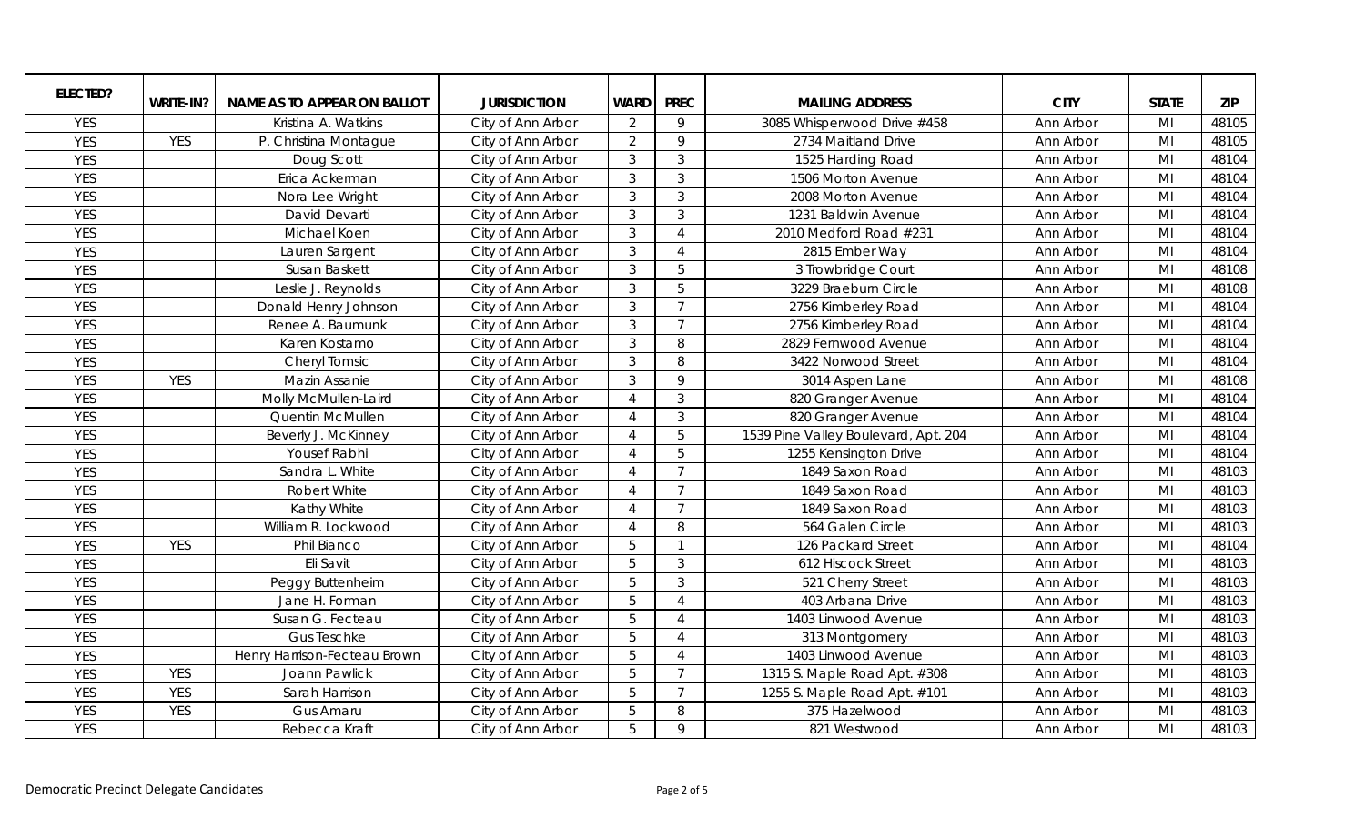| ELECTED? | WRITE-IN? | NAME AS TO APPEAR ON BALLOT | JURISDICTION | WARD | PREC | MAILING ADDRESS | CITY | STATE | ZIP |
|---|---|---|---|---|---|---|---|---|---|
| YES | | Kristina A. Watkins | City of Ann Arbor | 2 | 9 | 3085 Whisperwood Drive #458 | Ann Arbor | MI | 48105 |
| YES | YES | P. Christina Montague | City of Ann Arbor | 2 | 9 | 2734 Maitland Drive | Ann Arbor | MI | 48105 |
| YES | | Doug Scott | City of Ann Arbor | 3 | 3 | 1525 Harding Road | Ann Arbor | MI | 48104 |
| YES | | Erica Ackerman | City of Ann Arbor | 3 | 3 | 1506 Morton Avenue | Ann Arbor | MI | 48104 |
| YES | | Nora Lee Wright | City of Ann Arbor | 3 | 3 | 2008 Morton Avenue | Ann Arbor | MI | 48104 |
| YES | | David Devarti | City of Ann Arbor | 3 | 3 | 1231 Baldwin Avenue | Ann Arbor | MI | 48104 |
| YES | | Michael Koen | City of Ann Arbor | 3 | 4 | 2010 Medford Road #231 | Ann Arbor | MI | 48104 |
| YES | | Lauren Sargent | City of Ann Arbor | 3 | 4 | 2815 Ember Way | Ann Arbor | MI | 48104 |
| YES | | Susan Baskett | City of Ann Arbor | 3 | 5 | 3 Trowbridge Court | Ann Arbor | MI | 48108 |
| YES | | Leslie J. Reynolds | City of Ann Arbor | 3 | 5 | 3229 Braeburn Circle | Ann Arbor | MI | 48108 |
| YES | | Donald Henry Johnson | City of Ann Arbor | 3 | 7 | 2756 Kimberley Road | Ann Arbor | MI | 48104 |
| YES | | Renee A. Baumunk | City of Ann Arbor | 3 | 7 | 2756 Kimberley Road | Ann Arbor | MI | 48104 |
| YES | | Karen Kostamo | City of Ann Arbor | 3 | 8 | 2829 Fernwood Avenue | Ann Arbor | MI | 48104 |
| YES | | Cheryl Tomsic | City of Ann Arbor | 3 | 8 | 3422 Norwood Street | Ann Arbor | MI | 48104 |
| YES | YES | Mazin Assanie | City of Ann Arbor | 3 | 9 | 3014 Aspen Lane | Ann Arbor | MI | 48108 |
| YES | | Molly McMullen-Laird | City of Ann Arbor | 4 | 3 | 820 Granger Avenue | Ann Arbor | MI | 48104 |
| YES | | Quentin McMullen | City of Ann Arbor | 4 | 3 | 820 Granger Avenue | Ann Arbor | MI | 48104 |
| YES | | Beverly J. McKinney | City of Ann Arbor | 4 | 5 | 1539 Pine Valley Boulevard, Apt. 204 | Ann Arbor | MI | 48104 |
| YES | | Yousef Rabhi | City of Ann Arbor | 4 | 5 | 1255 Kensington Drive | Ann Arbor | MI | 48104 |
| YES | | Sandra L. White | City of Ann Arbor | 4 | 7 | 1849 Saxon Road | Ann Arbor | MI | 48103 |
| YES | | Robert White | City of Ann Arbor | 4 | 7 | 1849 Saxon Road | Ann Arbor | MI | 48103 |
| YES | | Kathy White | City of Ann Arbor | 4 | 7 | 1849 Saxon Road | Ann Arbor | MI | 48103 |
| YES | | William R. Lockwood | City of Ann Arbor | 4 | 8 | 564 Galen Circle | Ann Arbor | MI | 48103 |
| YES | YES | Phil Bianco | City of Ann Arbor | 5 | 1 | 126 Packard Street | Ann Arbor | MI | 48104 |
| YES | | Eli Savit | City of Ann Arbor | 5 | 3 | 612 Hiscock Street | Ann Arbor | MI | 48103 |
| YES | | Peggy Buttenheim | City of Ann Arbor | 5 | 3 | 521 Cherry Street | Ann Arbor | MI | 48103 |
| YES | | Jane H. Forman | City of Ann Arbor | 5 | 4 | 403 Arbana Drive | Ann Arbor | MI | 48103 |
| YES | | Susan G. Fecteau | City of Ann Arbor | 5 | 4 | 1403 Linwood Avenue | Ann Arbor | MI | 48103 |
| YES | | Gus Teschke | City of Ann Arbor | 5 | 4 | 313 Montgomery | Ann Arbor | MI | 48103 |
| YES | | Henry Harrison-Fecteau Brown | City of Ann Arbor | 5 | 4 | 1403 Linwood Avenue | Ann Arbor | MI | 48103 |
| YES | YES | Joann Pawlick | City of Ann Arbor | 5 | 7 | 1315 S. Maple Road Apt. #308 | Ann Arbor | MI | 48103 |
| YES | YES | Sarah Harrison | City of Ann Arbor | 5 | 7 | 1255 S. Maple Road Apt. #101 | Ann Arbor | MI | 48103 |
| YES | YES | Gus Amaru | City of Ann Arbor | 5 | 8 | 375 Hazelwood | Ann Arbor | MI | 48103 |
| YES | | Rebecca Kraft | City of Ann Arbor | 5 | 9 | 821 Westwood | Ann Arbor | MI | 48103 |

Democratic Precinct Delegate Candidates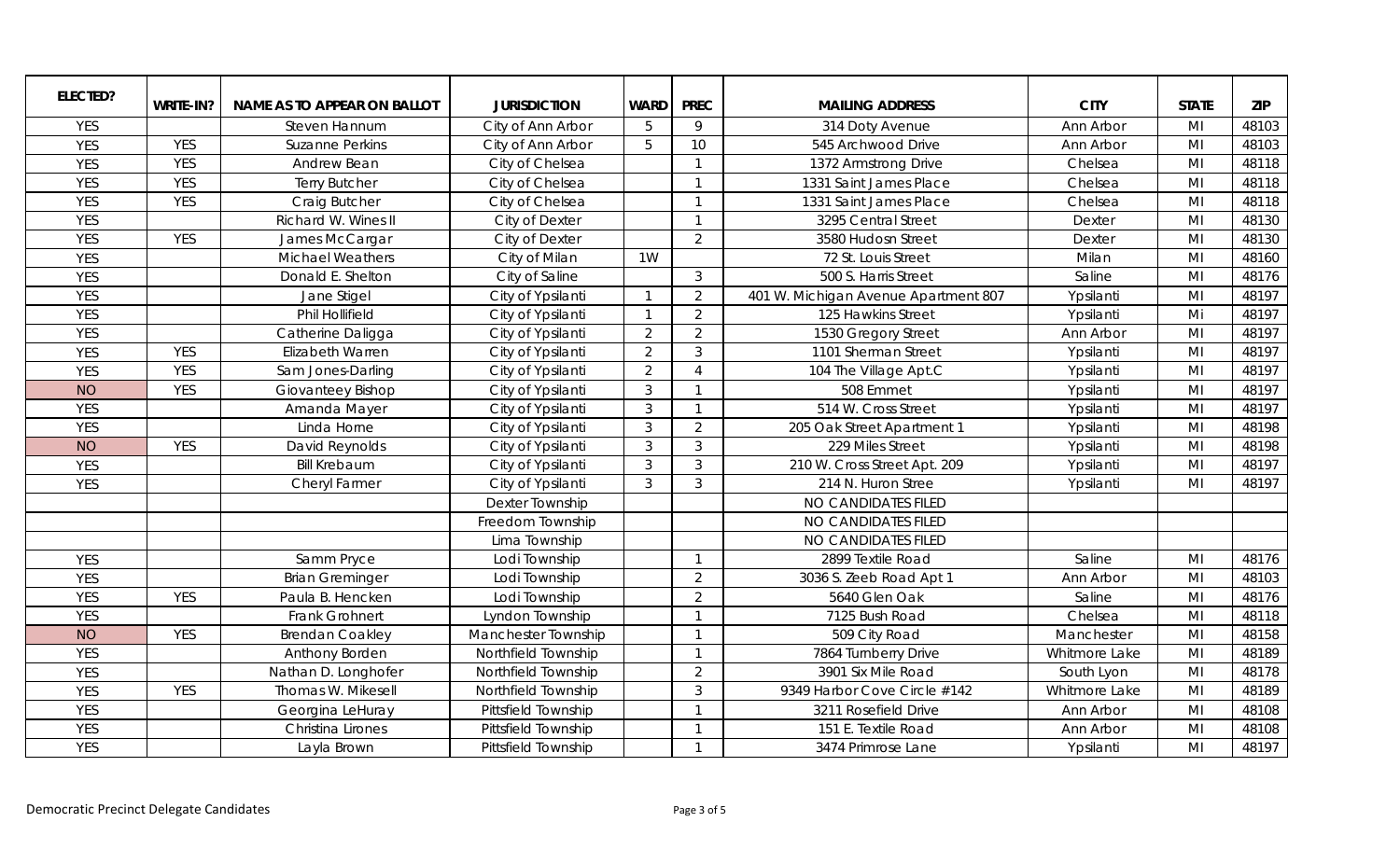| ELECTED? | WRITE-IN? | NAME AS TO APPEAR ON BALLOT | JURISDICTION | WARD | PREC | MAILING ADDRESS | CITY | STATE | ZIP |
|---|---|---|---|---|---|---|---|---|---|
| YES | | Steven Hannum | City of Ann Arbor | 5 | 9 | 314 Doty Avenue | Ann Arbor | MI | 48103 |
| YES | YES | Suzanne Perkins | City of Ann Arbor | 5 | 10 | 545 Archwood Drive | Ann Arbor | MI | 48103 |
| YES | YES | Andrew Bean | City of Chelsea | | 1 | 1372 Armstrong Drive | Chelsea | MI | 48118 |
| YES | YES | Terry Butcher | City of Chelsea | | 1 | 1331 Saint James Place | Chelsea | MI | 48118 |
| YES | YES | Craig Butcher | City of Chelsea | | 1 | 1331 Saint James Place | Chelsea | MI | 48118 |
| YES | | Richard W. Wines II | City of Dexter | | 1 | 3295 Central Street | Dexter | MI | 48130 |
| YES | YES | James McCargar | City of Dexter | | 2 | 3580 Hudosn Street | Dexter | MI | 48130 |
| YES | | Michael Weathers | City of Milan | 1W | | 72 St. Louis Street | Milan | MI | 48160 |
| YES | | Donald E. Shelton | City of Saline | | 3 | 500 S. Harris Street | Saline | MI | 48176 |
| YES | | Jane Stigel | City of Ypsilanti | 1 | 2 | 401 W. Michigan Avenue Apartment 807 | Ypsilanti | MI | 48197 |
| YES | | Phil Hollifield | City of Ypsilanti | 1 | 2 | 125 Hawkins Street | Ypsilanti | Mi | 48197 |
| YES | | Catherine Daligga | City of Ypsilanti | 2 | 2 | 1530 Gregory Street | Ann Arbor | MI | 48197 |
| YES | YES | Elizabeth Warren | City of Ypsilanti | 2 | 3 | 1101 Sherman Street | Ypsilanti | MI | 48197 |
| YES | YES | Sam Jones-Darling | City of Ypsilanti | 2 | 4 | 104 The Village Apt.C | Ypsilanti | MI | 48197 |
| NO | YES | Giovanteey Bishop | City of Ypsilanti | 3 | 1 | 508 Emmet | Ypsilanti | MI | 48197 |
| YES | | Amanda Mayer | City of Ypsilanti | 3 | 1 | 514 W. Cross Street | Ypsilanti | MI | 48197 |
| YES | | Linda Horne | City of Ypsilanti | 3 | 2 | 205 Oak Street Apartment 1 | Ypsilanti | MI | 48198 |
| NO | YES | David Reynolds | City of Ypsilanti | 3 | 3 | 229 Miles Street | Ypsilanti | MI | 48198 |
| YES | | Bill Krebaum | City of Ypsilanti | 3 | 3 | 210 W. Cross Street Apt. 209 | Ypsilanti | MI | 48197 |
| YES | | Cheryl Farmer | City of Ypsilanti | 3 | 3 | 214 N. Huron Stree | Ypsilanti | MI | 48197 |
| | | | Dexter Township | | | NO CANDIDATES FILED | | | |
| | | | Freedom Township | | | NO CANDIDATES FILED | | | |
| | | | Lima Township | | | NO CANDIDATES FILED | | | |
| YES | | Samm Pryce | Lodi Township | | 1 | 2899 Textile Road | Saline | MI | 48176 |
| YES | | Brian Greminger | Lodi Township | | 2 | 3036 S. Zeeb Road Apt 1 | Ann Arbor | MI | 48103 |
| YES | YES | Paula B. Hencken | Lodi Township | | 2 | 5640 Glen Oak | Saline | MI | 48176 |
| YES | | Frank Grohnert | Lyndon Township | | 1 | 7125 Bush Road | Chelsea | MI | 48118 |
| NO | YES | Brendan Coakley | Manchester Township | | 1 | 509 City Road | Manchester | MI | 48158 |
| YES | | Anthony Borden | Northfield Township | | 1 | 7864 Turnberry Drive | Whitmore Lake | MI | 48189 |
| YES | | Nathan D. Longhofer | Northfield Township | | 2 | 3901 Six Mile Road | South Lyon | MI | 48178 |
| YES | YES | Thomas W. Mikesell | Northfield Township | | 3 | 9349 Harbor Cove Circle #142 | Whitmore Lake | MI | 48189 |
| YES | | Georgina LeHuray | Pittsfield Township | | 1 | 3211 Rosefield Drive | Ann Arbor | MI | 48108 |
| YES | | Christina Lirones | Pittsfield Township | | 1 | 151 E. Textile Road | Ann Arbor | MI | 48108 |
| YES | | Layla Brown | Pittsfield Township | | 1 | 3474 Primrose Lane | Ypsilanti | MI | 48197 |

Democratic Precinct Delegate Candidates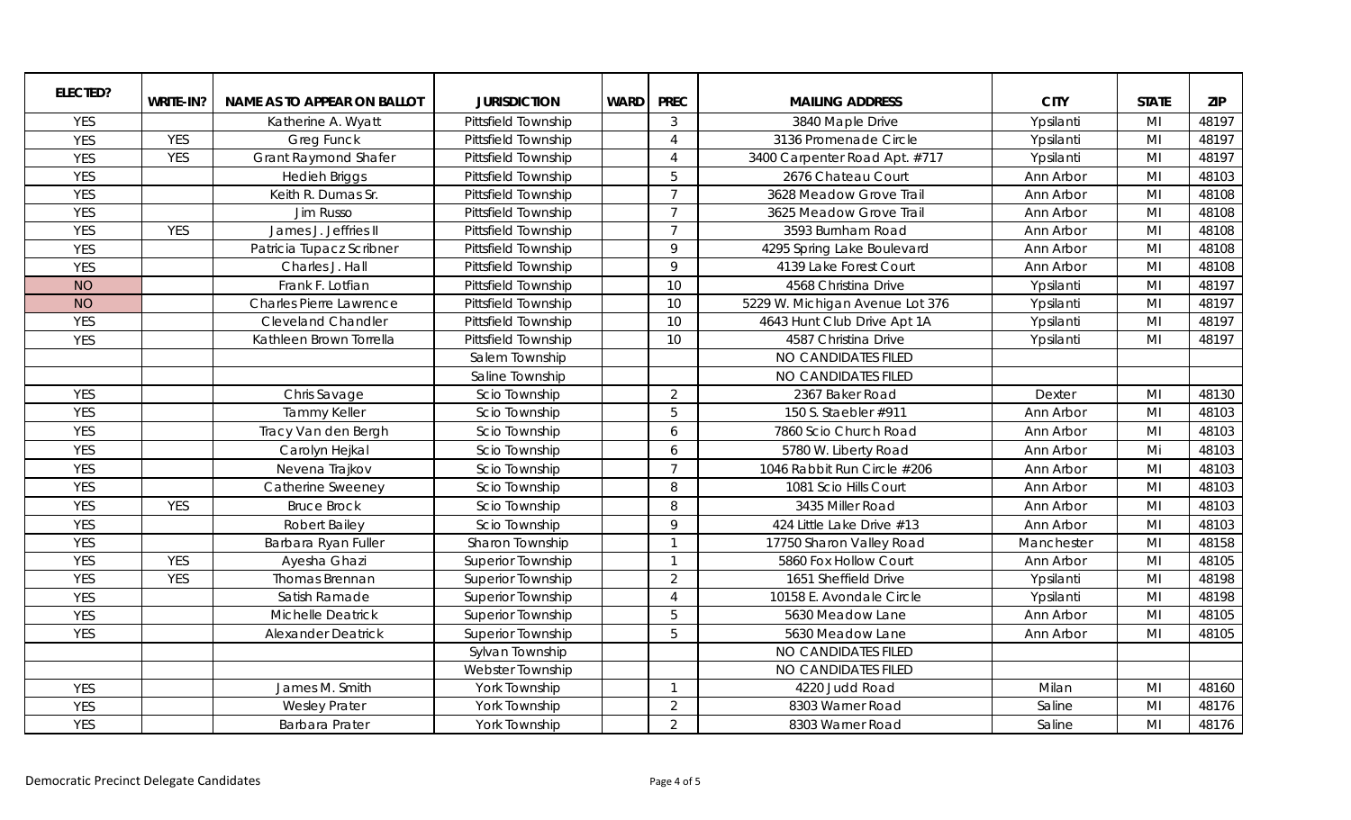| ELECTED? | WRITE-IN? | NAME AS TO APPEAR ON BALLOT | JURISDICTION | WARD | PREC | MAILING ADDRESS | CITY | STATE | ZIP |
|---|---|---|---|---|---|---|---|---|---|
| YES | | Katherine A. Wyatt | Pittsfield Township | | 3 | 3840 Maple Drive | Ypsilanti | MI | 48197 |
| YES | YES | Greg Funck | Pittsfield Township | | 4 | 3136 Promenade Circle | Ypsilanti | MI | 48197 |
| YES | YES | Grant Raymond Shafer | Pittsfield Township | | 4 | 3400 Carpenter Road Apt. #717 | Ypsilanti | MI | 48197 |
| YES | | Hedieh Briggs | Pittsfield Township | | 5 | 2676 Chateau Court | Ann Arbor | MI | 48103 |
| YES | | Keith R. Dumas Sr. | Pittsfield Township | | 7 | 3628 Meadow Grove Trail | Ann Arbor | MI | 48108 |
| YES | | Jim Russo | Pittsfield Township | | 7 | 3625 Meadow Grove Trail | Ann Arbor | MI | 48108 |
| YES | YES | James J. Jeffries II | Pittsfield Township | | 7 | 3593 Burnham Road | Ann Arbor | MI | 48108 |
| YES | | Patricia Tupacz Scribner | Pittsfield Township | | 9 | 4295 Spring Lake Boulevard | Ann Arbor | MI | 48108 |
| YES | | Charles J. Hall | Pittsfield Township | | 9 | 4139 Lake Forest Court | Ann Arbor | MI | 48108 |
| NO | | Frank F. Lotfian | Pittsfield Township | | 10 | 4568 Christina Drive | Ypsilanti | MI | 48197 |
| NO | | Charles Pierre Lawrence | Pittsfield Township | | 10 | 5229 W. Michigan Avenue Lot 376 | Ypsilanti | MI | 48197 |
| YES | | Cleveland Chandler | Pittsfield Township | | 10 | 4643 Hunt Club Drive Apt 1A | Ypsilanti | MI | 48197 |
| YES | | Kathleen Brown Torrella | Pittsfield Township | | 10 | 4587 Christina Drive | Ypsilanti | MI | 48197 |
| | | | Salem Township | | | NO CANDIDATES FILED | | | |
| | | | Saline Township | | | NO CANDIDATES FILED | | | |
| YES | | Chris Savage | Scio Township | | 2 | 2367 Baker Road | Dexter | MI | 48130 |
| YES | | Tammy Keller | Scio Township | | 5 | 150 S. Staebler #911 | Ann Arbor | MI | 48103 |
| YES | | Tracy Van den Bergh | Scio Township | | 6 | 7860 Scio Church Road | Ann Arbor | MI | 48103 |
| YES | | Carolyn Hejkal | Scio Township | | 6 | 5780 W. Liberty Road | Ann Arbor | Mi | 48103 |
| YES | | Nevena Trajkov | Scio Township | | 7 | 1046 Rabbit Run Circle #206 | Ann Arbor | MI | 48103 |
| YES | | Catherine Sweeney | Scio Township | | 8 | 1081 Scio Hills Court | Ann Arbor | MI | 48103 |
| YES | YES | Bruce Brock | Scio Township | | 8 | 3435 Miller Road | Ann Arbor | MI | 48103 |
| YES | | Robert Bailey | Scio Township | | 9 | 424 Little Lake Drive #13 | Ann Arbor | MI | 48103 |
| YES | | Barbara Ryan Fuller | Sharon Township | | 1 | 17750 Sharon Valley Road | Manchester | MI | 48158 |
| YES | YES | Ayesha Ghazi | Superior Township | | 1 | 5860 Fox Hollow Court | Ann Arbor | MI | 48105 |
| YES | YES | Thomas Brennan | Superior Township | | 2 | 1651 Sheffield Drive | Ypsilanti | MI | 48198 |
| YES | | Satish Ramade | Superior Township | | 4 | 10158 E. Avondale Circle | Ypsilanti | MI | 48198 |
| YES | | Michelle Deatrick | Superior Township | | 5 | 5630 Meadow Lane | Ann Arbor | MI | 48105 |
| YES | | Alexander Deatrick | Superior Township | | 5 | 5630 Meadow Lane | Ann Arbor | MI | 48105 |
| | | | Sylvan Township | | | NO CANDIDATES FILED | | | |
| | | | Webster Township | | | NO CANDIDATES FILED | | | |
| YES | | James M. Smith | York Township | | 1 | 4220 Judd Road | Milan | MI | 48160 |
| YES | | Wesley Prater | York Township | | 2 | 8303 Warner Road | Saline | MI | 48176 |
| YES | | Barbara Prater | York Township | | 2 | 8303 Warner Road | Saline | MI | 48176 |

Democratic Precinct Delegate Candidates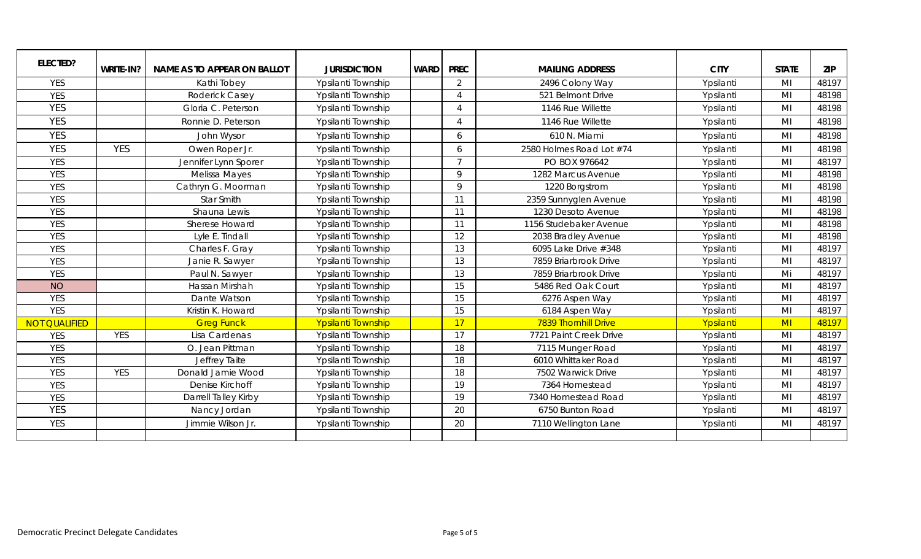| ELECTED? | WRITE-IN? | NAME AS TO APPEAR ON BALLOT | JURISDICTION | WARD | PREC | MAILING ADDRESS | CITY | STATE | ZIP |
|---|---|---|---|---|---|---|---|---|---|
| YES | | Kathi Tobey | Ypsilanti Township | | 2 | 2496 Colony Way | Ypsilanti | MI | 48197 |
| YES | | Roderick Casey | Ypsilanti Township | | 4 | 521 Belmont Drive | Ypsilanti | MI | 48198 |
| YES | | Gloria C. Peterson | Ypsilanti Township | | 4 | 1146 Rue Willette | Ypsilanti | MI | 48198 |
| YES | | Ronnie D. Peterson | Ypsilanti Township | | 4 | 1146 Rue Willette | Ypsilanti | MI | 48198 |
| YES | | John Wysor | Ypsilanti Township | | 6 | 610 N. Miami | Ypsilanti | MI | 48198 |
| YES | YES | Owen Roper Jr. | Ypsilanti Township | | 6 | 2580 Holmes Road Lot #74 | Ypsilanti | MI | 48198 |
| YES | | Jennifer Lynn Sporer | Ypsilanti Township | | 7 | PO BOX 976642 | Ypsilanti | MI | 48197 |
| YES | | Melissa Mayes | Ypsilanti Township | | 9 | 1282 Marcus Avenue | Ypsilanti | MI | 48198 |
| YES | | Cathryn G. Moorman | Ypsilanti Township | | 9 | 1220 Borgstrom | Ypsilanti | MI | 48198 |
| YES | | Star Smith | Ypsilanti Township | | 11 | 2359 Sunnyglen Avenue | Ypsilanti | MI | 48198 |
| YES | | Shauna Lewis | Ypsilanti Township | | 11 | 1230 Desoto Avenue | Ypsilanti | MI | 48198 |
| YES | | Sherese Howard | Ypsilanti Township | | 11 | 1156 Studebaker Avenue | Ypsilanti | MI | 48198 |
| YES | | Lyle E. Tindall | Ypsilanti Township | | 12 | 2038 Bradley Avenue | Ypsilanti | MI | 48198 |
| YES | | Charles F. Gray | Ypsilanti Township | | 13 | 6095 Lake Drive #348 | Ypsilanti | MI | 48197 |
| YES | | Janie R. Sawyer | Ypsilanti Township | | 13 | 7859 Briarbrook Drive | Ypsilanti | MI | 48197 |
| YES | | Paul N. Sawyer | Ypsilanti Township | | 13 | 7859 Briarbrook Drive | Ypsilanti | Mi | 48197 |
| NO | | Hassan Mirshah | Ypsilanti Township | | 15 | 5486 Red Oak Court | Ypsilanti | MI | 48197 |
| YES | | Dante Watson | Ypsilanti Township | | 15 | 6276 Aspen Way | Ypsilanti | MI | 48197 |
| YES | | Kristin K. Howard | Ypsilanti Township | | 15 | 6184 Aspen Way | Ypsilanti | MI | 48197 |
| NOT QUALIFIED | | Greg Funck | Ypsilanti Township | | 17 | 7839 Thornhill Drive | Ypsilanti | MI | 48197 |
| YES | YES | Lisa Cardenas | Ypsilanti Township | | 17 | 7721 Paint Creek Drive | Ypsilanti | MI | 48197 |
| YES | | O. Jean Pittman | Ypsilanti Township | | 18 | 7115 Munger Road | Ypsilanti | MI | 48197 |
| YES | | Jeffrey Taite | Ypsilanti Township | | 18 | 6010 Whittaker Road | Ypsilanti | MI | 48197 |
| YES | YES | Donald Jamie Wood | Ypsilanti Township | | 18 | 7502 Warwick Drive | Ypsilanti | MI | 48197 |
| YES | | Denise Kirchoff | Ypsilanti Township | | 19 | 7364 Homestead | Ypsilanti | MI | 48197 |
| YES | | Darrell Talley Kirby | Ypsilanti Township | | 19 | 7340 Homestead Road | Ypsilanti | MI | 48197 |
| YES | | Nancy Jordan | Ypsilanti Township | | 20 | 6750 Bunton Road | Ypsilanti | MI | 48197 |
| YES | | Jimmie Wilson Jr. | Ypsilanti Township | | 20 | 7110 Wellington Lane | Ypsilanti | MI | 48197 |
| | | | | | | | | | |

Democratic Precinct Delegate Candidates